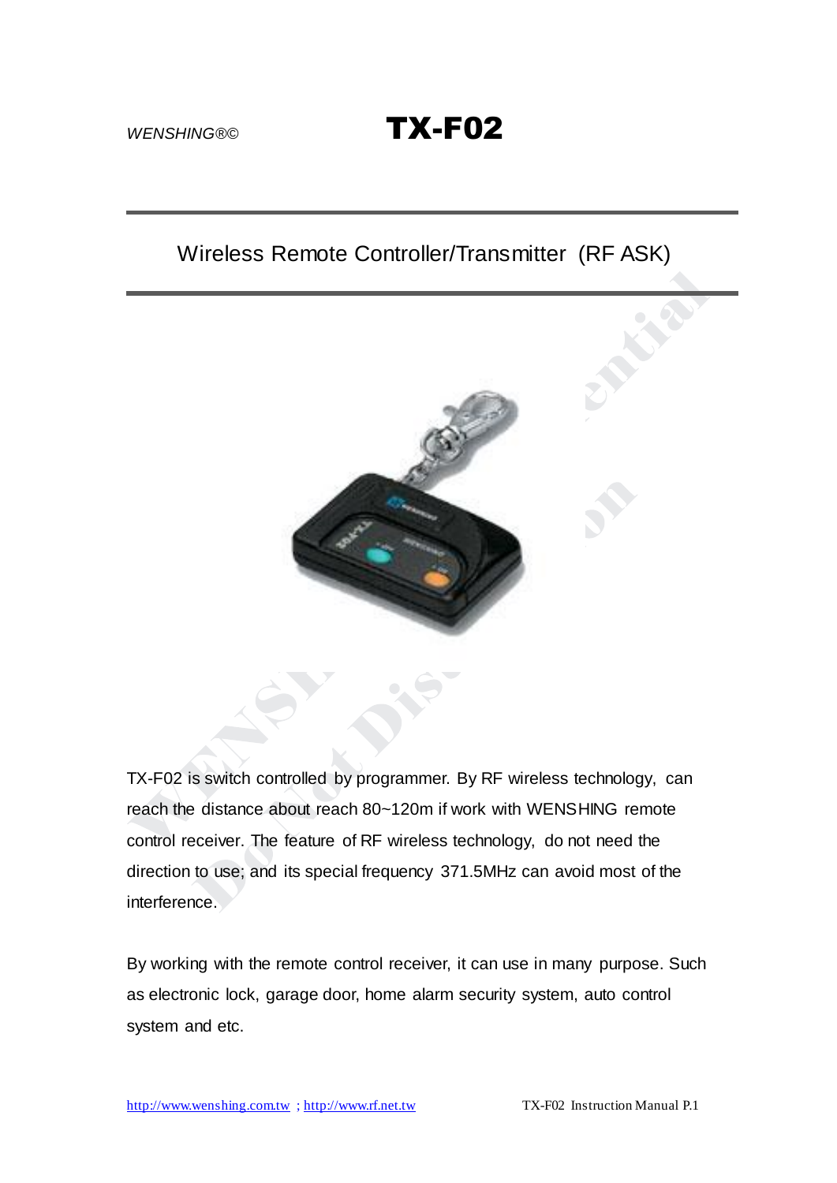*WENSHING®©*

# TX-F02

## Wireless Remote Controller/Transmitter (RF ASK)

TX-F02 is switch controlled by programmer. By RF wireless technology, can reach the distance about reach 80~120m if work with WENSHING remote control receiver. The feature of RF wireless technology, do not need the direction to use; and its special frequency 371.5MHz can avoid most of the interference.

By working with the remote control receiver, it can use in many purpose. Such as electronic lock, garage door, home alarm security system, auto control system and etc.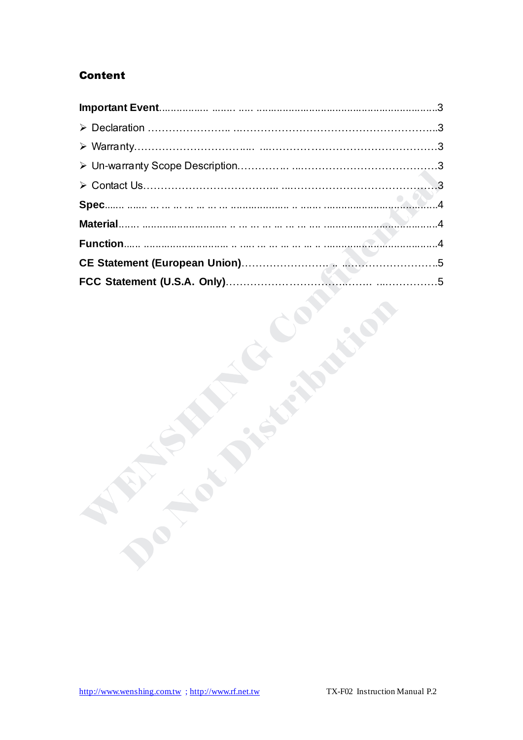# Content

**Important Event**....................................................................3

- Declaration ....................................................................3
- Warranty....................................................................3
- Un-warranty Scope Description....................................................................3
- Contact Us....................................................................3

**Spec**....................................................................4

**Material**....................................................................4

**Function**....................................................................4

**CE Statement (European Union)**....................................................................5

**FCC Statement (U.S.A. Only)**....................................................................5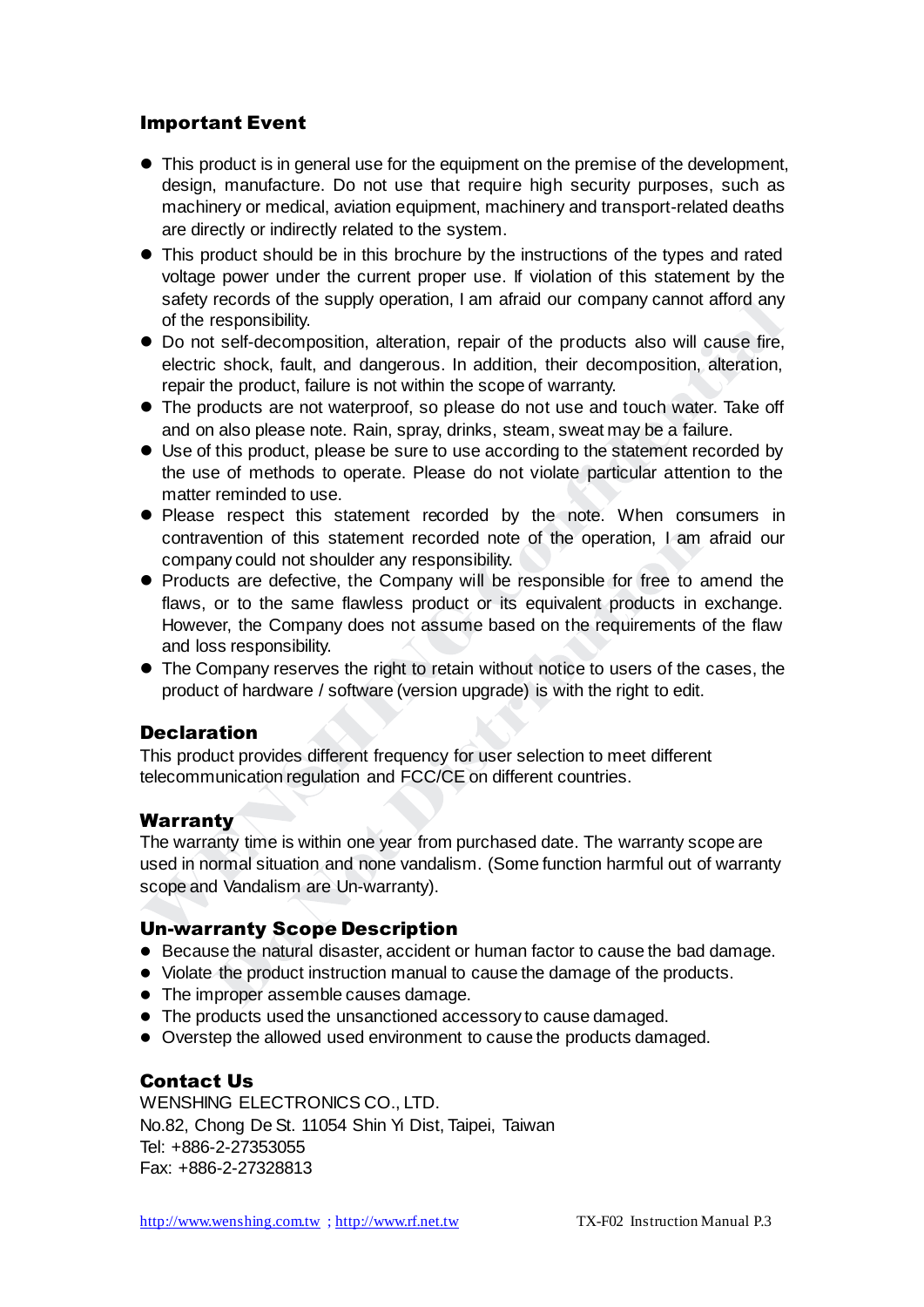## Important Event

- This product is in general use for the equipment on the premise of the development, design, manufacture. Do not use that require high security purposes, such as machinery or medical, aviation equipment, machinery and transport-related deaths are directly or indirectly related to the system.
- This product should be in this brochure by the instructions of the types and rated voltage power under the current proper use. If violation of this statement by the safety records of the supply operation, I am afraid our company cannot afford any of the responsibility.
- Do not self-decomposition, alteration, repair of the products also will cause fire, electric shock, fault, and dangerous. In addition, their decomposition, alteration, repair the product, failure is not within the scope of warranty.
- The products are not waterproof, so please do not use and touch water. Take off and on also please note. Rain, spray, drinks, steam, sweat may be a failure.
- Use of this product, please be sure to use according to the statement recorded by the use of methods to operate. Please do not violate particular attention to the matter reminded to use.
- Please respect this statement recorded by the note. When consumers in contravention of this statement recorded note of the operation, I am afraid our company could not shoulder any responsibility.
- Products are defective, the Company will be responsible for free to amend the flaws, or to the same flawless product or its equivalent products in exchange. However, the Company does not assume based on the requirements of the flaw and loss responsibility.
- The Company reserves the right to retain without notice to users of the cases, the product of hardware / software (version upgrade) is with the right to edit.

## Declaration

This product provides different frequency for user selection to meet different telecommunication regulation and FCC/CE on different countries.

## Warranty

The warranty time is within one year from purchased date. The warranty scope are used in normal situation and none vandalism. (Some function harmful out of warranty scope and Vandalism are Un-warranty).

## Un-warranty Scope Description

- Because the natural disaster, accident or human factor to cause the bad damage.
- Violate the product instruction manual to cause the damage of the products.
- The improper assemble causes damage.
- The products used the unsanctioned accessory to cause damaged.
- Overstep the allowed used environment to cause the products damaged.

## Contact Us

WENSHING ELECTRONICS CO., LTD.
No.82, Chong De St. 11054 Shin Yi Dist, Taipei, Taiwan
Tel: +886-2-27353055
Fax: +886-2-27328813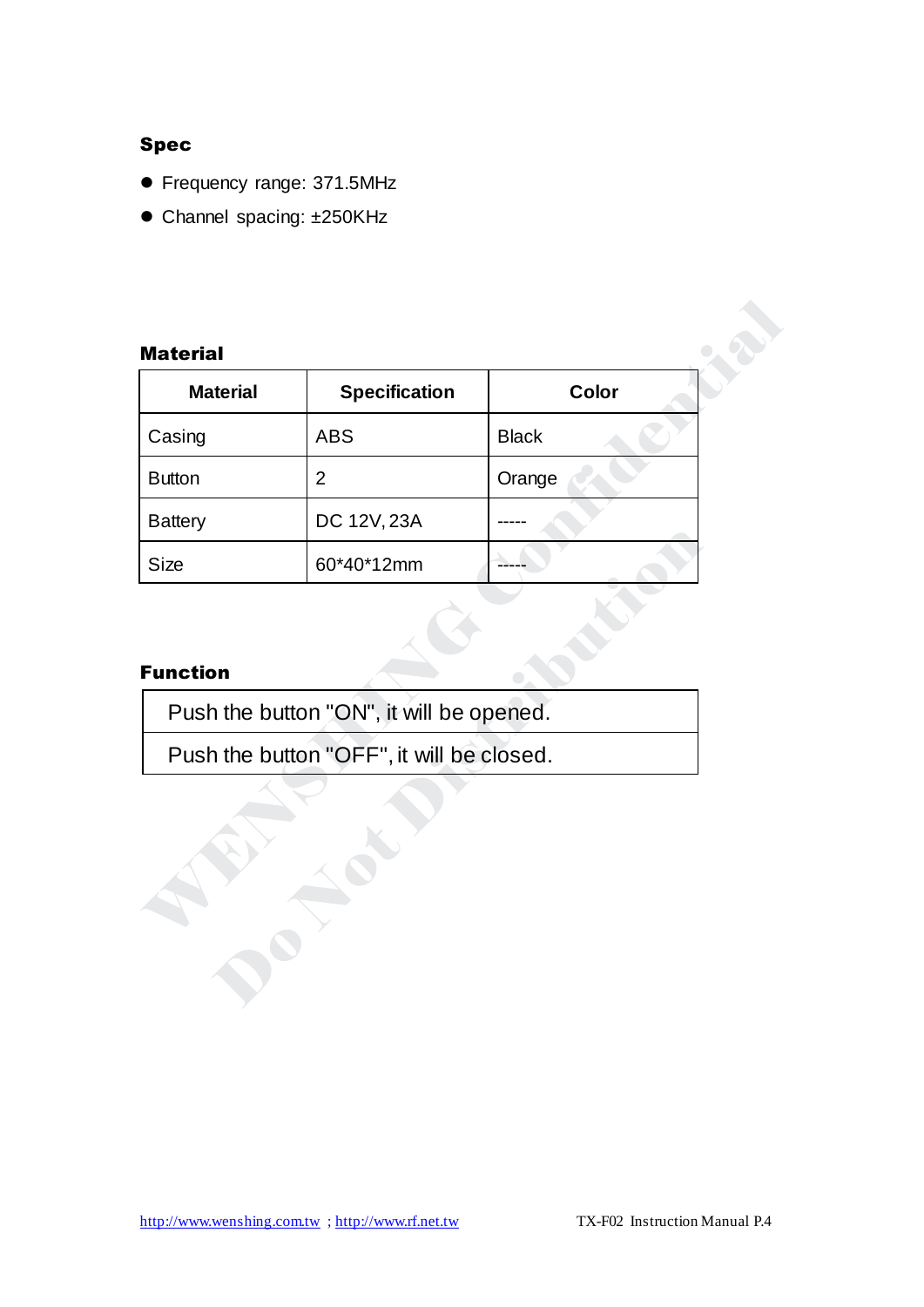## Spec

- Frequency range: 371.5MHz
- Channel spacing: ±250KHz

## Material

| Material | Specification | Color |
|---|---|---|
| Casing | ABS | Black |
| Button | 2 | Orange |
| Battery | DC 12V, 23A | ----- |
| Size | 60*40*12mm | ----- |

## Function

| Push the button "ON", it will be opened. |
|---|
| Push the button "OFF", it will be closed. |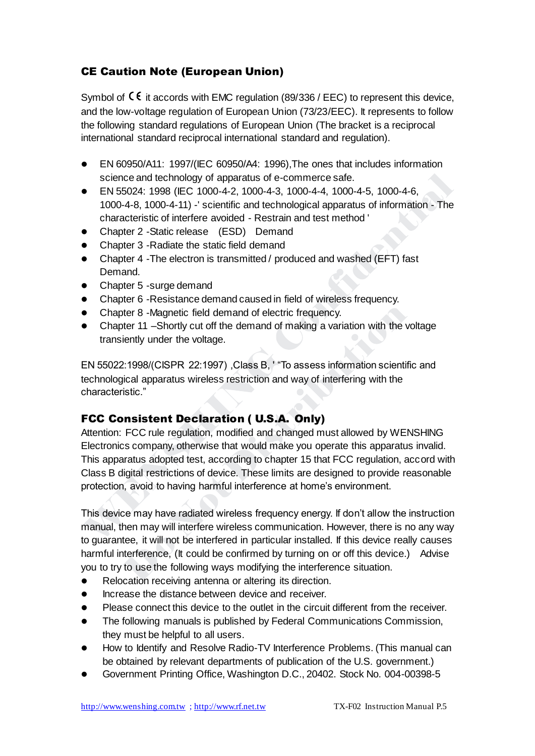## CE Caution Note (European Union)

Symbol of CE it accords with EMC regulation (89/336 / EEC) to represent this device, and the low-voltage regulation of European Union (73/23/EEC). It represents to follow the following standard regulations of European Union (The bracket is a reciprocal international standard reciprocal international standard and regulation).

- EN 60950/A11: 1997/(IEC 60950/A4: 1996),The ones that includes information science and technology of apparatus of e-commerce safe.
- EN 55024: 1998 (IEC 1000-4-2, 1000-4-3, 1000-4-4, 1000-4-5, 1000-4-6, 1000-4-8, 1000-4-11) -' scientific and technological apparatus of information - The characteristic of interfere avoided - Restrain and test method '
- Chapter 2 -Static release (ESD) Demand
- Chapter 3 -Radiate the static field demand
- Chapter 4 -The electron is transmitted / produced and washed (EFT) fast Demand.
- Chapter 5 -surge demand
- Chapter 6 -Resistance demand caused in field of wireless frequency.
- Chapter 8 -Magnetic field demand of electric frequency.
- Chapter 11 –Shortly cut off the demand of making a variation with the voltage transiently under the voltage.

EN 55022:1998/(CISPR 22:1997) ,Class B, ' "To assess information scientific and technological apparatus wireless restriction and way of interfering with the characteristic."

## FCC Consistent Declaration ( U.S.A. Only)

Attention: FCC rule regulation, modified and changed must allowed by WENSHING Electronics company, otherwise that would make you operate this apparatus invalid. This apparatus adopted test, according to chapter 15 that FCC regulation, accord with Class B digital restrictions of device. These limits are designed to provide reasonable protection, avoid to having harmful interference at home's environment.

This device may have radiated wireless frequency energy. If don't allow the instruction manual, then may will interfere wireless communication. However, there is no any way to guarantee, it will not be interfered in particular installed. If this device really causes harmful interference, (It could be confirmed by turning on or off this device.) Advise you to try to use the following ways modifying the interference situation.

- Relocation receiving antenna or altering its direction.
- Increase the distance between device and receiver.
- Please connect this device to the outlet in the circuit different from the receiver.
- The following manuals is published by Federal Communications Commission, they must be helpful to all users.
- How to Identify and Resolve Radio-TV Interference Problems. (This manual can be obtained by relevant departments of publication of the U.S. government.)
- Government Printing Office, Washington D.C., 20402. Stock No. 004-00398-5